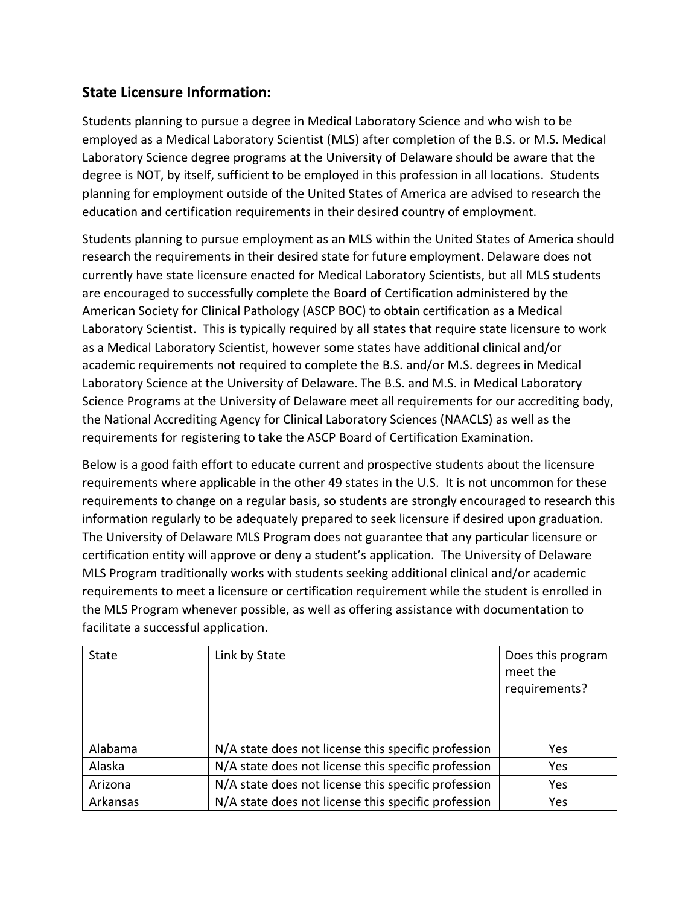## State Licensure Information:

Students planning to pursue a degree in Medical Laboratory Science and who wish to be employed as a Medical Laboratory Scientist (MLS) after completion of the B.S. or M.S. Medical Laboratory Science degree programs at the University of Delaware should be aware that the degree is NOT, by itself, sufficient to be employed in this profession in all locations. Students planning for employment outside of the United States of America are advised to research the education and certification requirements in their desired country of employment.

Students planning to pursue employment as an MLS within the United States of America should research the requirements in their desired state for future employment. Delaware does not currently have state licensure enacted for Medical Laboratory Scientists, but all MLS students are encouraged to successfully complete the Board of Certification administered by the American Society for Clinical Pathology (ASCP BOC) to obtain certification as a Medical Laboratory Scientist. This is typically required by all states that require state licensure to work as a Medical Laboratory Scientist, however some states have additional clinical and/or academic requirements not required to complete the B.S. and/or M.S. degrees in Medical Laboratory Science at the University of Delaware. The B.S. and M.S. in Medical Laboratory Science Programs at the University of Delaware meet all requirements for our accrediting body, the National Accrediting Agency for Clinical Laboratory Sciences (NAACLS) as well as the requirements for registering to take the ASCP Board of Certification Examination.

Below is a good faith effort to educate current and prospective students about the licensure requirements where applicable in the other 49 states in the U.S. It is not uncommon for these requirements to change on a regular basis, so students are strongly encouraged to research this information regularly to be adequately prepared to seek licensure if desired upon graduation. The University of Delaware MLS Program does not guarantee that any particular licensure or certification entity will approve or deny a student's application. The University of Delaware MLS Program traditionally works with students seeking additional clinical and/or academic requirements to meet a licensure or certification requirement while the student is enrolled in the MLS Program whenever possible, as well as offering assistance with documentation to facilitate a successful application.

| State | Link by State | Does this program meet the requirements? |
|---|---|---|
| | | |
| Alabama | N/A state does not license this specific profession | Yes |
| Alaska | N/A state does not license this specific profession | Yes |
| Arizona | N/A state does not license this specific profession | Yes |
| Arkansas | N/A state does not license this specific profession | Yes |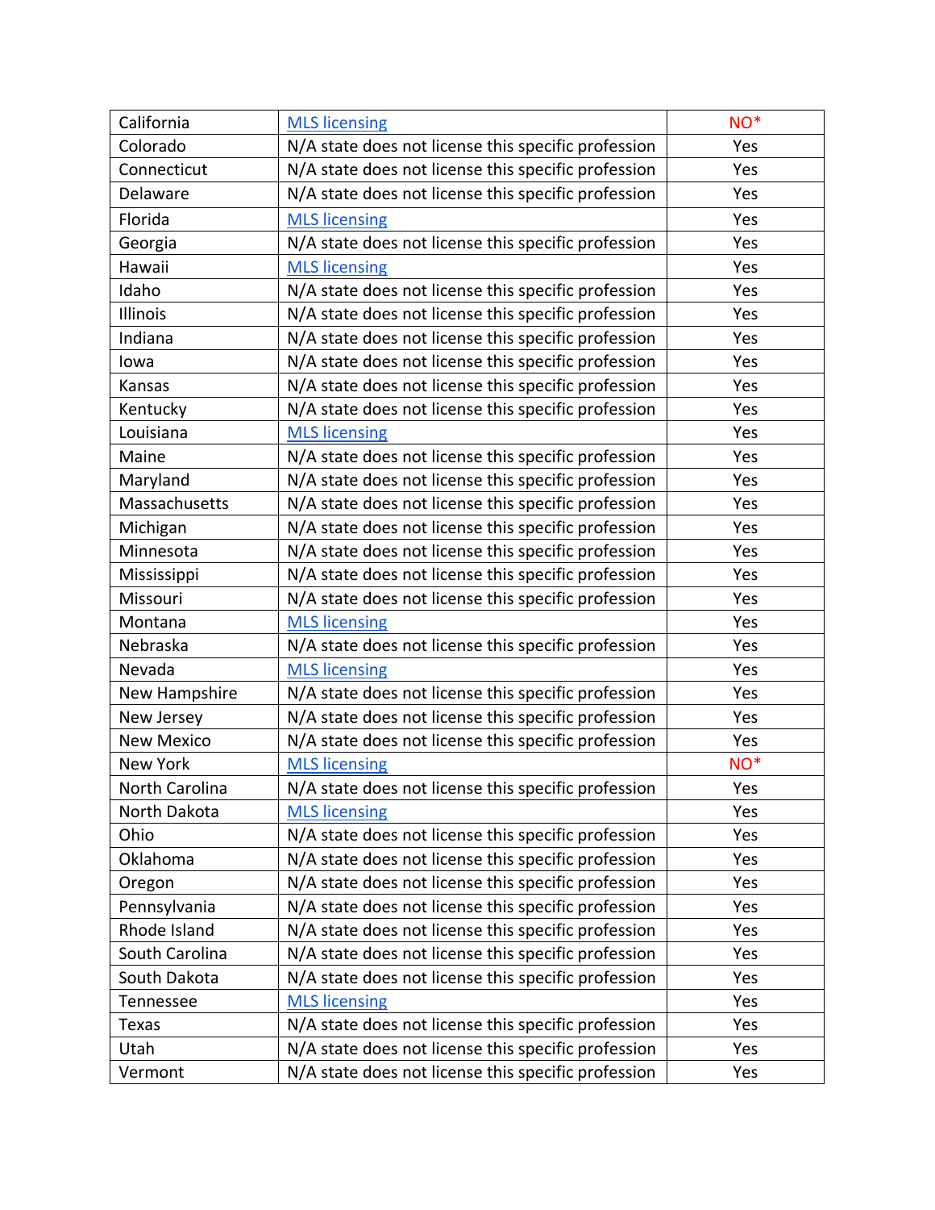| California | MLS licensing | NO* |
|---|---|---|
| Colorado | N/A state does not license this specific profession | Yes |
| Connecticut | N/A state does not license this specific profession | Yes |
| Delaware | N/A state does not license this specific profession | Yes |
| Florida | MLS licensing | Yes |
| Georgia | N/A state does not license this specific profession | Yes |
| Hawaii | MLS licensing | Yes |
| Idaho | N/A state does not license this specific profession | Yes |
| Illinois | N/A state does not license this specific profession | Yes |
| Indiana | N/A state does not license this specific profession | Yes |
| Iowa | N/A state does not license this specific profession | Yes |
| Kansas | N/A state does not license this specific profession | Yes |
| Kentucky | N/A state does not license this specific profession | Yes |
| Louisiana | MLS licensing | Yes |
| Maine | N/A state does not license this specific profession | Yes |
| Maryland | N/A state does not license this specific profession | Yes |
| Massachusetts | N/A state does not license this specific profession | Yes |
| Michigan | N/A state does not license this specific profession | Yes |
| Minnesota | N/A state does not license this specific profession | Yes |
| Mississippi | N/A state does not license this specific profession | Yes |
| Missouri | N/A state does not license this specific profession | Yes |
| Montana | MLS licensing | Yes |
| Nebraska | N/A state does not license this specific profession | Yes |
| Nevada | MLS licensing | Yes |
| New Hampshire | N/A state does not license this specific profession | Yes |
| New Jersey | N/A state does not license this specific profession | Yes |
| New Mexico | N/A state does not license this specific profession | Yes |
| New York | MLS licensing | NO* |
| North Carolina | N/A state does not license this specific profession | Yes |
| North Dakota | MLS licensing | Yes |
| Ohio | N/A state does not license this specific profession | Yes |
| Oklahoma | N/A state does not license this specific profession | Yes |
| Oregon | N/A state does not license this specific profession | Yes |
| Pennsylvania | N/A state does not license this specific profession | Yes |
| Rhode Island | N/A state does not license this specific profession | Yes |
| South Carolina | N/A state does not license this specific profession | Yes |
| South Dakota | N/A state does not license this specific profession | Yes |
| Tennessee | MLS licensing | Yes |
| Texas | N/A state does not license this specific profession | Yes |
| Utah | N/A state does not license this specific profession | Yes |
| Vermont | N/A state does not license this specific profession | Yes |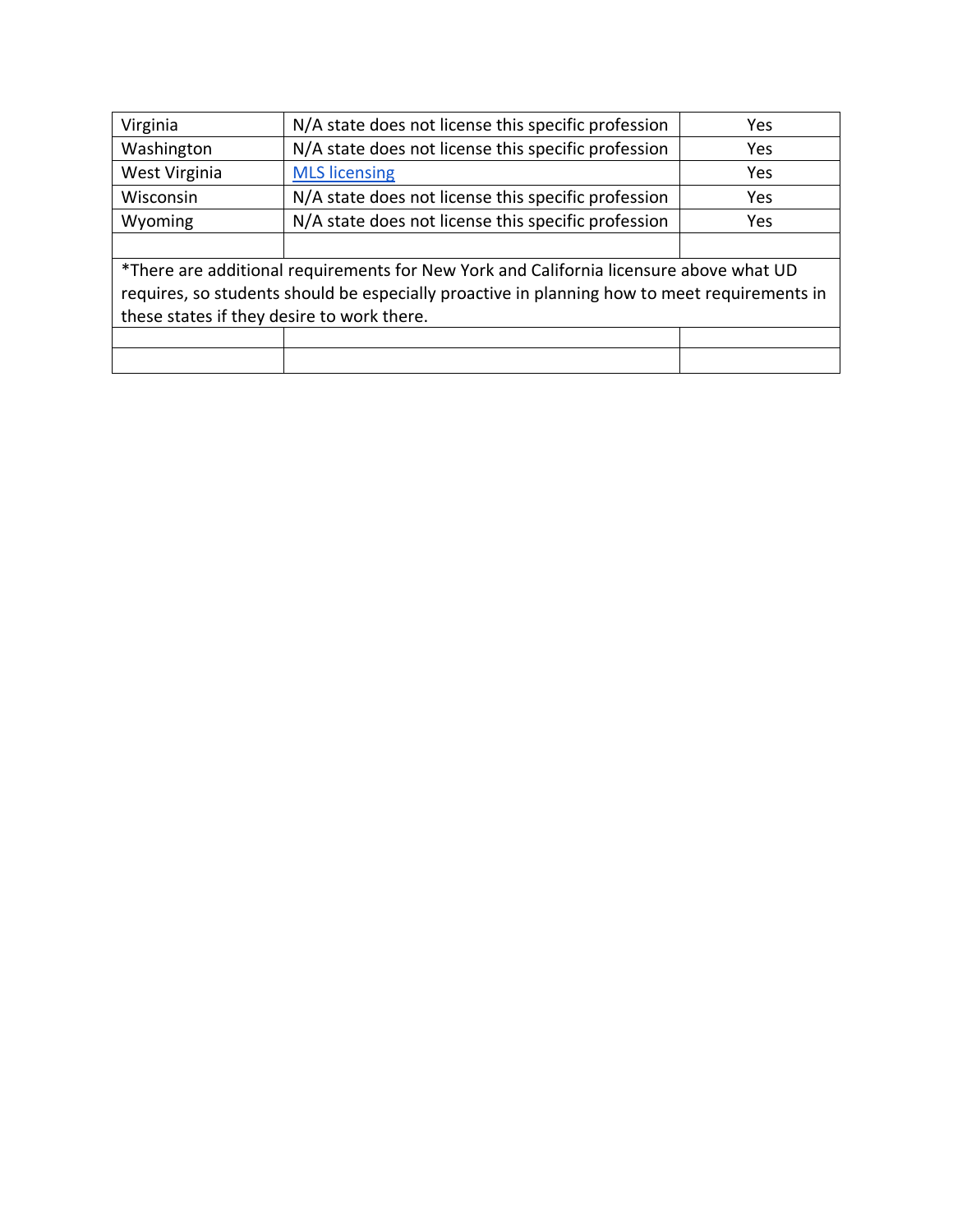| | | |
|---|---|---|
| Virginia | N/A state does not license this specific profession | Yes |
| Washington | N/A state does not license this specific profession | Yes |
| West Virginia | MLS licensing | Yes |
| Wisconsin | N/A state does not license this specific profession | Yes |
| Wyoming | N/A state does not license this specific profession | Yes |
| | | |
| *There are additional requirements for New York and California licensure above what UD requires, so students should be especially proactive in planning how to meet requirements in these states if they desire to work there. | | |
| | | |
| | | |